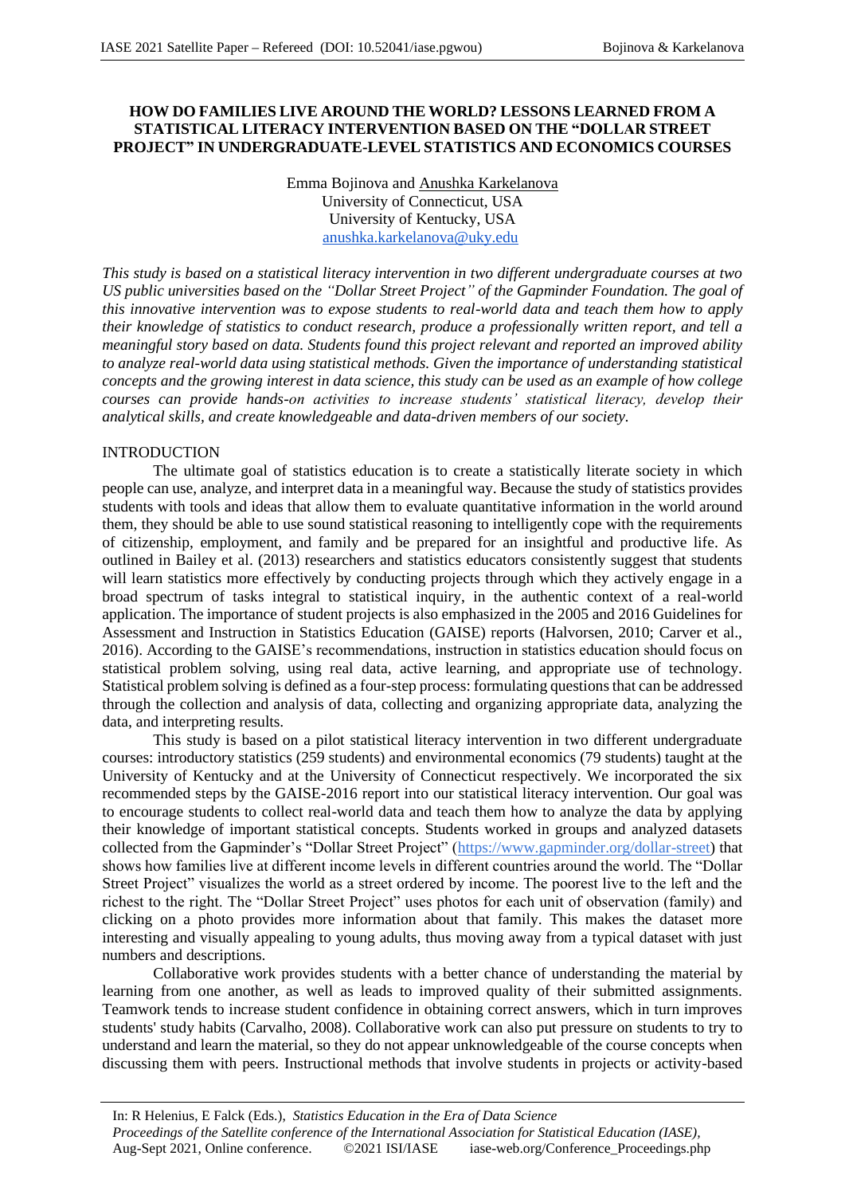# HOW DO FAMILIES LIVE AROUND THE WORLD? LESSONS LEARNED FROM A STATISTICAL LITERACY INTERVENTION BASED ON THE "DOLLAR STREET PROJECT" IN UNDERGRADUATE-LEVEL STATISTICS AND ECONOMICS COURSES

Emma Bojinova and Anushka Karkelanova
University of Connecticut, USA
University of Kentucky, USA
anushka.karkelanova@uky.edu

*This study is based on a statistical literacy intervention in two different undergraduate courses at two US public universities based on the "Dollar Street Project" of the Gapminder Foundation. The goal of this innovative intervention was to expose students to real-world data and teach them how to apply their knowledge of statistics to conduct research, produce a professionally written report, and tell a meaningful story based on data. Students found this project relevant and reported an improved ability to analyze real-world data using statistical methods. Given the importance of understanding statistical concepts and the growing interest in data science, this study can be used as an example of how college courses can provide hands-on activities to increase students' statistical literacy, develop their analytical skills, and create knowledgeable and data-driven members of our society.*

## INTRODUCTION

The ultimate goal of statistics education is to create a statistically literate society in which people can use, analyze, and interpret data in a meaningful way. Because the study of statistics provides students with tools and ideas that allow them to evaluate quantitative information in the world around them, they should be able to use sound statistical reasoning to intelligently cope with the requirements of citizenship, employment, and family and be prepared for an insightful and productive life. As outlined in Bailey et al. (2013) researchers and statistics educators consistently suggest that students will learn statistics more effectively by conducting projects through which they actively engage in a broad spectrum of tasks integral to statistical inquiry, in the authentic context of a real-world application. The importance of student projects is also emphasized in the 2005 and 2016 Guidelines for Assessment and Instruction in Statistics Education (GAISE) reports (Halvorsen, 2010; Carver et al., 2016). According to the GAISE's recommendations, instruction in statistics education should focus on statistical problem solving, using real data, active learning, and appropriate use of technology. Statistical problem solving is defined as a four-step process: formulating questions that can be addressed through the collection and analysis of data, collecting and organizing appropriate data, analyzing the data, and interpreting results.

This study is based on a pilot statistical literacy intervention in two different undergraduate courses: introductory statistics (259 students) and environmental economics (79 students) taught at the University of Kentucky and at the University of Connecticut respectively. We incorporated the six recommended steps by the GAISE-2016 report into our statistical literacy intervention. Our goal was to encourage students to collect real-world data and teach them how to analyze the data by applying their knowledge of important statistical concepts. Students worked in groups and analyzed datasets collected from the Gapminder's "Dollar Street Project" (https://www.gapminder.org/dollar-street) that shows how families live at different income levels in different countries around the world. The "Dollar Street Project" visualizes the world as a street ordered by income. The poorest live to the left and the richest to the right. The "Dollar Street Project" uses photos for each unit of observation (family) and clicking on a photo provides more information about that family. This makes the dataset more interesting and visually appealing to young adults, thus moving away from a typical dataset with just numbers and descriptions.

Collaborative work provides students with a better chance of understanding the material by learning from one another, as well as leads to improved quality of their submitted assignments. Teamwork tends to increase student confidence in obtaining correct answers, which in turn improves students' study habits (Carvalho, 2008). Collaborative work can also put pressure on students to try to understand and learn the material, so they do not appear unknowledgeable of the course concepts when discussing them with peers. Instructional methods that involve students in projects or activity-based

In: R Helenius, E Falck (Eds.), *Statistics Education in the Era of Data Science*
*Proceedings of the Satellite conference of the International Association for Statistical Education (IASE),*
Aug-Sept 2021, Online conference. ©2021 ISI/IASE iase-web.org/Conference_Proceedings.php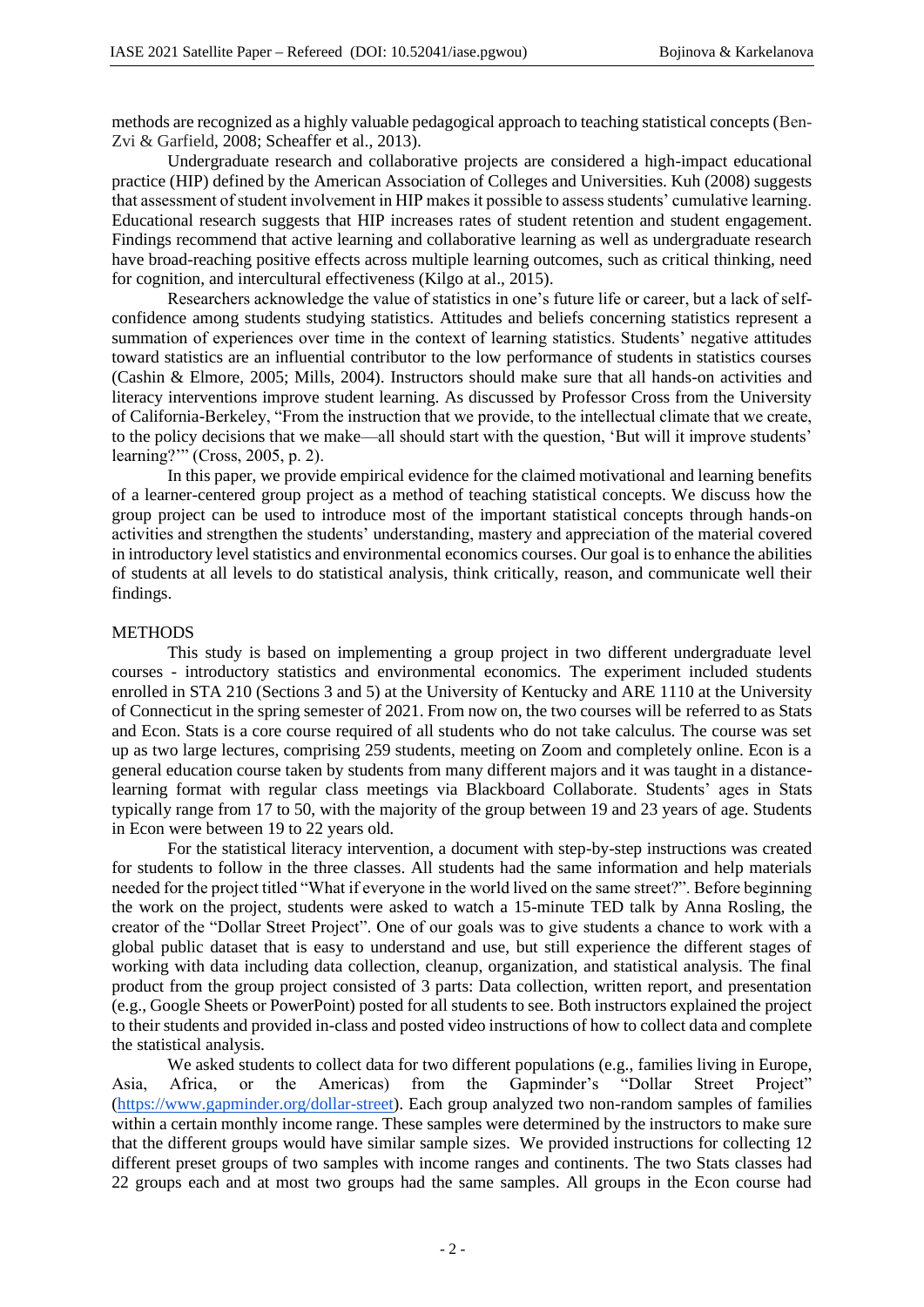methods are recognized as a highly valuable pedagogical approach to teaching statistical concepts (Ben-Zvi & Garfield, 2008; Scheaffer et al., 2013).

Undergraduate research and collaborative projects are considered a high-impact educational practice (HIP) defined by the American Association of Colleges and Universities. Kuh (2008) suggests that assessment of student involvement in HIP makes it possible to assess students' cumulative learning. Educational research suggests that HIP increases rates of student retention and student engagement. Findings recommend that active learning and collaborative learning as well as undergraduate research have broad-reaching positive effects across multiple learning outcomes, such as critical thinking, need for cognition, and intercultural effectiveness (Kilgo at al., 2015).

Researchers acknowledge the value of statistics in one's future life or career, but a lack of self-confidence among students studying statistics. Attitudes and beliefs concerning statistics represent a summation of experiences over time in the context of learning statistics. Students' negative attitudes toward statistics are an influential contributor to the low performance of students in statistics courses (Cashin & Elmore, 2005; Mills, 2004). Instructors should make sure that all hands-on activities and literacy interventions improve student learning. As discussed by Professor Cross from the University of California-Berkeley, "From the instruction that we provide, to the intellectual climate that we create, to the policy decisions that we make—all should start with the question, 'But will it improve students' learning?'" (Cross, 2005, p. 2).

In this paper, we provide empirical evidence for the claimed motivational and learning benefits of a learner-centered group project as a method of teaching statistical concepts. We discuss how the group project can be used to introduce most of the important statistical concepts through hands-on activities and strengthen the students' understanding, mastery and appreciation of the material covered in introductory level statistics and environmental economics courses. Our goal is to enhance the abilities of students at all levels to do statistical analysis, think critically, reason, and communicate well their findings.

## METHODS

This study is based on implementing a group project in two different undergraduate level courses - introductory statistics and environmental economics. The experiment included students enrolled in STA 210 (Sections 3 and 5) at the University of Kentucky and ARE 1110 at the University of Connecticut in the spring semester of 2021. From now on, the two courses will be referred to as Stats and Econ. Stats is a core course required of all students who do not take calculus. The course was set up as two large lectures, comprising 259 students, meeting on Zoom and completely online. Econ is a general education course taken by students from many different majors and it was taught in a distance-learning format with regular class meetings via Blackboard Collaborate. Students' ages in Stats typically range from 17 to 50, with the majority of the group between 19 and 23 years of age. Students in Econ were between 19 to 22 years old.

For the statistical literacy intervention, a document with step-by-step instructions was created for students to follow in the three classes. All students had the same information and help materials needed for the project titled "What if everyone in the world lived on the same street?". Before beginning the work on the project, students were asked to watch a 15-minute TED talk by Anna Rosling, the creator of the "Dollar Street Project". One of our goals was to give students a chance to work with a global public dataset that is easy to understand and use, but still experience the different stages of working with data including data collection, cleanup, organization, and statistical analysis. The final product from the group project consisted of 3 parts: Data collection, written report, and presentation (e.g., Google Sheets or PowerPoint) posted for all students to see. Both instructors explained the project to their students and provided in-class and posted video instructions of how to collect data and complete the statistical analysis.

We asked students to collect data for two different populations (e.g., families living in Europe, Asia, Africa, or the Americas) from the Gapminder's "Dollar Street Project" (https://www.gapminder.org/dollar-street). Each group analyzed two non-random samples of families within a certain monthly income range. These samples were determined by the instructors to make sure that the different groups would have similar sample sizes. We provided instructions for collecting 12 different preset groups of two samples with income ranges and continents. The two Stats classes had 22 groups each and at most two groups had the same samples. All groups in the Econ course had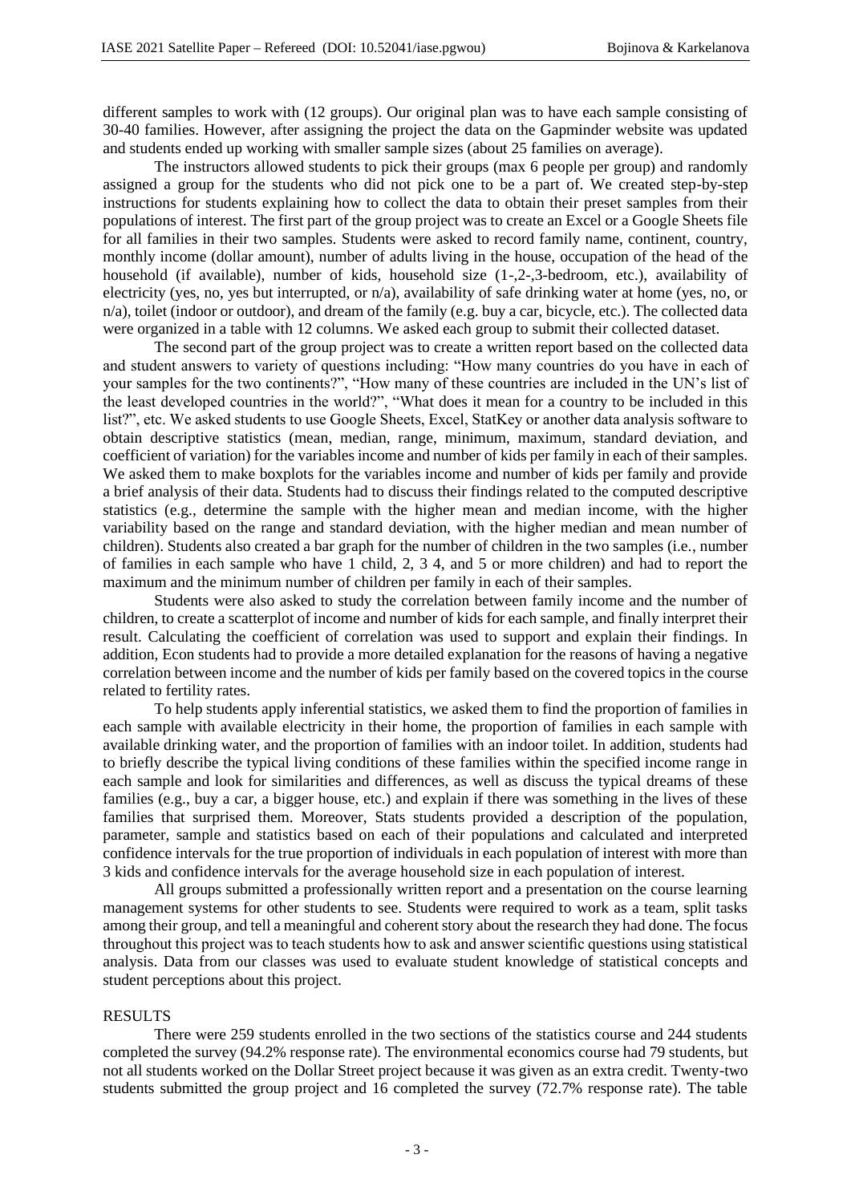different samples to work with (12 groups). Our original plan was to have each sample consisting of 30-40 families. However, after assigning the project the data on the Gapminder website was updated and students ended up working with smaller sample sizes (about 25 families on average).

The instructors allowed students to pick their groups (max 6 people per group) and randomly assigned a group for the students who did not pick one to be a part of. We created step-by-step instructions for students explaining how to collect the data to obtain their preset samples from their populations of interest. The first part of the group project was to create an Excel or a Google Sheets file for all families in their two samples. Students were asked to record family name, continent, country, monthly income (dollar amount), number of adults living in the house, occupation of the head of the household (if available), number of kids, household size (1-,2-,3-bedroom, etc.), availability of electricity (yes, no, yes but interrupted, or n/a), availability of safe drinking water at home (yes, no, or n/a), toilet (indoor or outdoor), and dream of the family (e.g. buy a car, bicycle, etc.). The collected data were organized in a table with 12 columns. We asked each group to submit their collected dataset.

The second part of the group project was to create a written report based on the collected data and student answers to variety of questions including: "How many countries do you have in each of your samples for the two continents?", "How many of these countries are included in the UN's list of the least developed countries in the world?", "What does it mean for a country to be included in this list?", etc. We asked students to use Google Sheets, Excel, StatKey or another data analysis software to obtain descriptive statistics (mean, median, range, minimum, maximum, standard deviation, and coefficient of variation) for the variables income and number of kids per family in each of their samples. We asked them to make boxplots for the variables income and number of kids per family and provide a brief analysis of their data. Students had to discuss their findings related to the computed descriptive statistics (e.g., determine the sample with the higher mean and median income, with the higher variability based on the range and standard deviation, with the higher median and mean number of children). Students also created a bar graph for the number of children in the two samples (i.e., number of families in each sample who have 1 child, 2, 3 4, and 5 or more children) and had to report the maximum and the minimum number of children per family in each of their samples.

Students were also asked to study the correlation between family income and the number of children, to create a scatterplot of income and number of kids for each sample, and finally interpret their result. Calculating the coefficient of correlation was used to support and explain their findings. In addition, Econ students had to provide a more detailed explanation for the reasons of having a negative correlation between income and the number of kids per family based on the covered topics in the course related to fertility rates.

To help students apply inferential statistics, we asked them to find the proportion of families in each sample with available electricity in their home, the proportion of families in each sample with available drinking water, and the proportion of families with an indoor toilet. In addition, students had to briefly describe the typical living conditions of these families within the specified income range in each sample and look for similarities and differences, as well as discuss the typical dreams of these families (e.g., buy a car, a bigger house, etc.) and explain if there was something in the lives of these families that surprised them. Moreover, Stats students provided a description of the population, parameter, sample and statistics based on each of their populations and calculated and interpreted confidence intervals for the true proportion of individuals in each population of interest with more than 3 kids and confidence intervals for the average household size in each population of interest.

All groups submitted a professionally written report and a presentation on the course learning management systems for other students to see. Students were required to work as a team, split tasks among their group, and tell a meaningful and coherent story about the research they had done. The focus throughout this project was to teach students how to ask and answer scientific questions using statistical analysis. Data from our classes was used to evaluate student knowledge of statistical concepts and student perceptions about this project.

## RESULTS

There were 259 students enrolled in the two sections of the statistics course and 244 students completed the survey (94.2% response rate). The environmental economics course had 79 students, but not all students worked on the Dollar Street project because it was given as an extra credit. Twenty-two students submitted the group project and 16 completed the survey (72.7% response rate). The table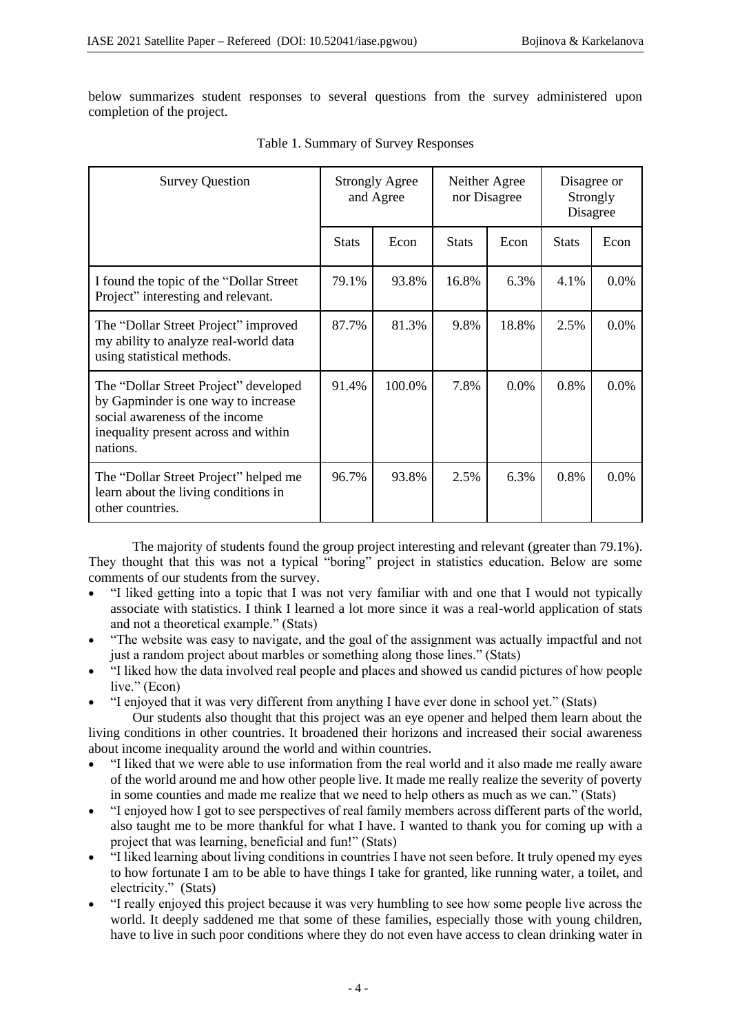below summarizes student responses to several questions from the survey administered upon completion of the project.

Table 1. Summary of Survey Responses

| Survey Question | Strongly Agree and Agree | | Neither Agree nor Disagree | | Disagree or Strongly Disagree | |
|---|---|---|---|---|---|---|
| | Stats | Econ | Stats | Econ | Stats | Econ |
| I found the topic of the "Dollar Street Project" interesting and relevant. | 79.1% | 93.8% | 16.8% | 6.3% | 4.1% | 0.0% |
| The "Dollar Street Project" improved my ability to analyze real-world data using statistical methods. | 87.7% | 81.3% | 9.8% | 18.8% | 2.5% | 0.0% |
| The "Dollar Street Project" developed by Gapminder is one way to increase social awareness of the income inequality present across and within nations. | 91.4% | 100.0% | 7.8% | 0.0% | 0.8% | 0.0% |
| The "Dollar Street Project" helped me learn about the living conditions in other countries. | 96.7% | 93.8% | 2.5% | 6.3% | 0.8% | 0.0% |

The majority of students found the group project interesting and relevant (greater than 79.1%). They thought that this was not a typical "boring" project in statistics education. Below are some comments of our students from the survey.

- "I liked getting into a topic that I was not very familiar with and one that I would not typically associate with statistics. I think I learned a lot more since it was a real-world application of stats and not a theoretical example." (Stats)
- "The website was easy to navigate, and the goal of the assignment was actually impactful and not just a random project about marbles or something along those lines." (Stats)
- "I liked how the data involved real people and places and showed us candid pictures of how people live." (Econ)
- "I enjoyed that it was very different from anything I have ever done in school yet." (Stats)

Our students also thought that this project was an eye opener and helped them learn about the living conditions in other countries. It broadened their horizons and increased their social awareness about income inequality around the world and within countries.

- "I liked that we were able to use information from the real world and it also made me really aware of the world around me and how other people live. It made me really realize the severity of poverty in some counties and made me realize that we need to help others as much as we can." (Stats)
- "I enjoyed how I got to see perspectives of real family members across different parts of the world, also taught me to be more thankful for what I have. I wanted to thank you for coming up with a project that was learning, beneficial and fun!" (Stats)
- "I liked learning about living conditions in countries I have not seen before. It truly opened my eyes to how fortunate I am to be able to have things I take for granted, like running water, a toilet, and electricity." (Stats)
- "I really enjoyed this project because it was very humbling to see how some people live across the world. It deeply saddened me that some of these families, especially those with young children, have to live in such poor conditions where they do not even have access to clean drinking water in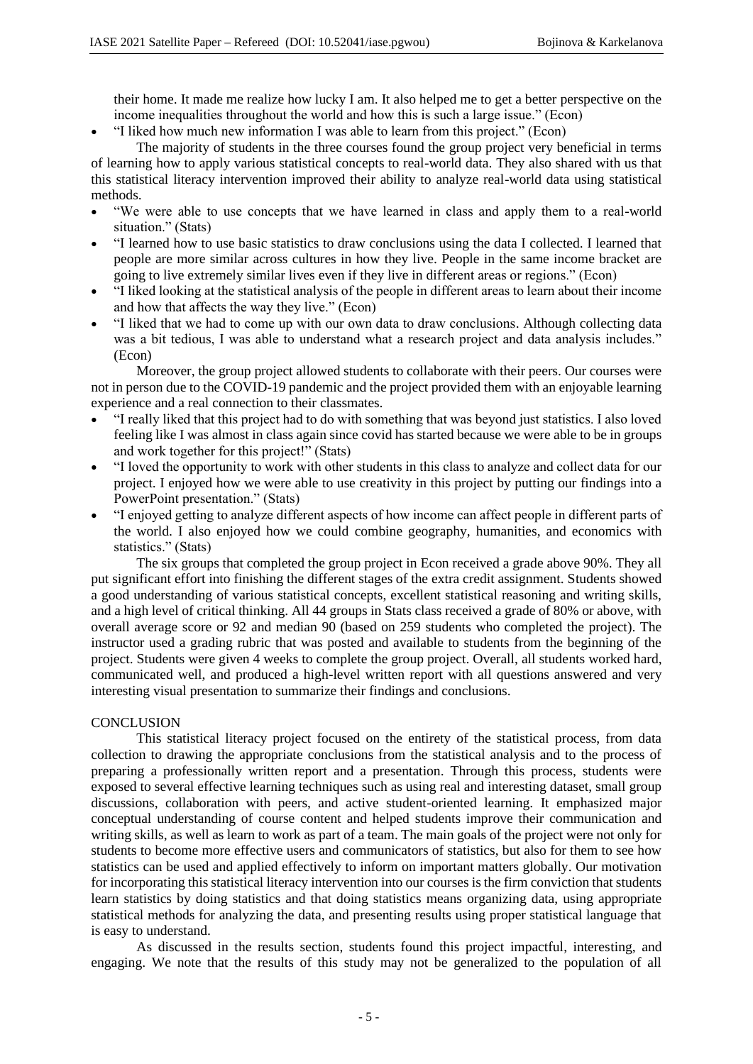their home. It made me realize how lucky I am. It also helped me to get a better perspective on the income inequalities throughout the world and how this is such a large issue." (Econ)

- "I liked how much new information I was able to learn from this project." (Econ)

The majority of students in the three courses found the group project very beneficial in terms of learning how to apply various statistical concepts to real-world data. They also shared with us that this statistical literacy intervention improved their ability to analyze real-world data using statistical methods.

- "We were able to use concepts that we have learned in class and apply them to a real-world situation." (Stats)
- "I learned how to use basic statistics to draw conclusions using the data I collected. I learned that people are more similar across cultures in how they live. People in the same income bracket are going to live extremely similar lives even if they live in different areas or regions." (Econ)
- "I liked looking at the statistical analysis of the people in different areas to learn about their income and how that affects the way they live." (Econ)
- "I liked that we had to come up with our own data to draw conclusions. Although collecting data was a bit tedious, I was able to understand what a research project and data analysis includes." (Econ)

Moreover, the group project allowed students to collaborate with their peers. Our courses were not in person due to the COVID-19 pandemic and the project provided them with an enjoyable learning experience and a real connection to their classmates.

- "I really liked that this project had to do with something that was beyond just statistics. I also loved feeling like I was almost in class again since covid has started because we were able to be in groups and work together for this project!" (Stats)
- "I loved the opportunity to work with other students in this class to analyze and collect data for our project. I enjoyed how we were able to use creativity in this project by putting our findings into a PowerPoint presentation." (Stats)
- "I enjoyed getting to analyze different aspects of how income can affect people in different parts of the world. I also enjoyed how we could combine geography, humanities, and economics with statistics." (Stats)

The six groups that completed the group project in Econ received a grade above 90%. They all put significant effort into finishing the different stages of the extra credit assignment. Students showed a good understanding of various statistical concepts, excellent statistical reasoning and writing skills, and a high level of critical thinking. All 44 groups in Stats class received a grade of 80% or above, with overall average score or 92 and median 90 (based on 259 students who completed the project). The instructor used a grading rubric that was posted and available to students from the beginning of the project. Students were given 4 weeks to complete the group project. Overall, all students worked hard, communicated well, and produced a high-level written report with all questions answered and very interesting visual presentation to summarize their findings and conclusions.

## CONCLUSION

This statistical literacy project focused on the entirety of the statistical process, from data collection to drawing the appropriate conclusions from the statistical analysis and to the process of preparing a professionally written report and a presentation. Through this process, students were exposed to several effective learning techniques such as using real and interesting dataset, small group discussions, collaboration with peers, and active student-oriented learning. It emphasized major conceptual understanding of course content and helped students improve their communication and writing skills, as well as learn to work as part of a team. The main goals of the project were not only for students to become more effective users and communicators of statistics, but also for them to see how statistics can be used and applied effectively to inform on important matters globally. Our motivation for incorporating this statistical literacy intervention into our courses is the firm conviction that students learn statistics by doing statistics and that doing statistics means organizing data, using appropriate statistical methods for analyzing the data, and presenting results using proper statistical language that is easy to understand.

As discussed in the results section, students found this project impactful, interesting, and engaging. We note that the results of this study may not be generalized to the population of all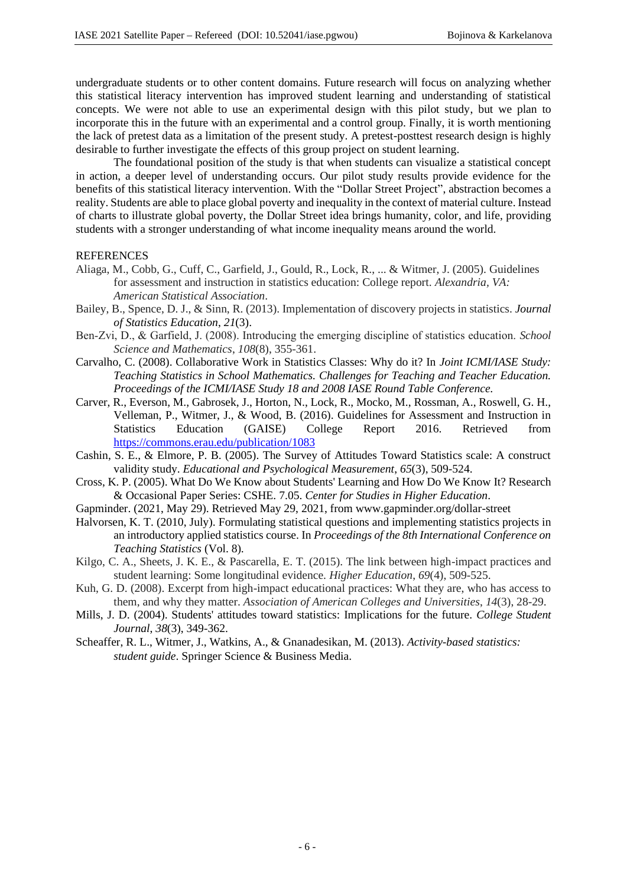undergraduate students or to other content domains. Future research will focus on analyzing whether this statistical literacy intervention has improved student learning and understanding of statistical concepts. We were not able to use an experimental design with this pilot study, but we plan to incorporate this in the future with an experimental and a control group. Finally, it is worth mentioning the lack of pretest data as a limitation of the present study. A pretest-posttest research design is highly desirable to further investigate the effects of this group project on student learning.

The foundational position of the study is that when students can visualize a statistical concept in action, a deeper level of understanding occurs. Our pilot study results provide evidence for the benefits of this statistical literacy intervention. With the "Dollar Street Project", abstraction becomes a reality. Students are able to place global poverty and inequality in the context of material culture. Instead of charts to illustrate global poverty, the Dollar Street idea brings humanity, color, and life, providing students with a stronger understanding of what income inequality means around the world.

## REFERENCES

Aliaga, M., Cobb, G., Cuff, C., Garfield, J., Gould, R., Lock, R., ... & Witmer, J. (2005). Guidelines for assessment and instruction in statistics education: College report. *Alexandria, VA: American Statistical Association*.

Bailey, B., Spence, D. J., & Sinn, R. (2013). Implementation of discovery projects in statistics. *Journal of Statistics Education*, *21*(3).

Ben-Zvi, D., & Garfield, J. (2008). Introducing the emerging discipline of statistics education. *School Science and Mathematics*, *108*(8), 355-361.

Carvalho, C. (2008). Collaborative Work in Statistics Classes: Why do it? In *Joint ICMI/IASE Study: Teaching Statistics in School Mathematics. Challenges for Teaching and Teacher Education. Proceedings of the ICMI/IASE Study 18 and 2008 IASE Round Table Conference.*

Carver, R., Everson, M., Gabrosek, J., Horton, N., Lock, R., Mocko, M., Rossman, A., Roswell, G. H., Velleman, P., Witmer, J., & Wood, B. (2016). Guidelines for Assessment and Instruction in Statistics Education (GAISE) College Report 2016. Retrieved from https://commons.erau.edu/publication/1083

Cashin, S. E., & Elmore, P. B. (2005). The Survey of Attitudes Toward Statistics scale: A construct validity study. *Educational and Psychological Measurement*, *65*(3), 509-524.

Cross, K. P. (2005). What Do We Know about Students' Learning and How Do We Know It? Research & Occasional Paper Series: CSHE. 7.05. *Center for Studies in Higher Education*.

Gapminder. (2021, May 29). Retrieved May 29, 2021, from www.gapminder.org/dollar-street

Halvorsen, K. T. (2010, July). Formulating statistical questions and implementing statistics projects in an introductory applied statistics course. In *Proceedings of the 8th International Conference on Teaching Statistics* (Vol. 8).

Kilgo, C. A., Sheets, J. K. E., & Pascarella, E. T. (2015). The link between high-impact practices and student learning: Some longitudinal evidence. *Higher Education*, *69*(4), 509-525.

Kuh, G. D. (2008). Excerpt from high-impact educational practices: What they are, who has access to them, and why they matter. *Association of American Colleges and Universities*, *14*(3), 28-29.

Mills, J. D. (2004). Students' attitudes toward statistics: Implications for the future. *College Student Journal*, *38*(3), 349-362.

Scheaffer, R. L., Witmer, J., Watkins, A., & Gnanadesikan, M. (2013). *Activity-based statistics: student guide*. Springer Science & Business Media.